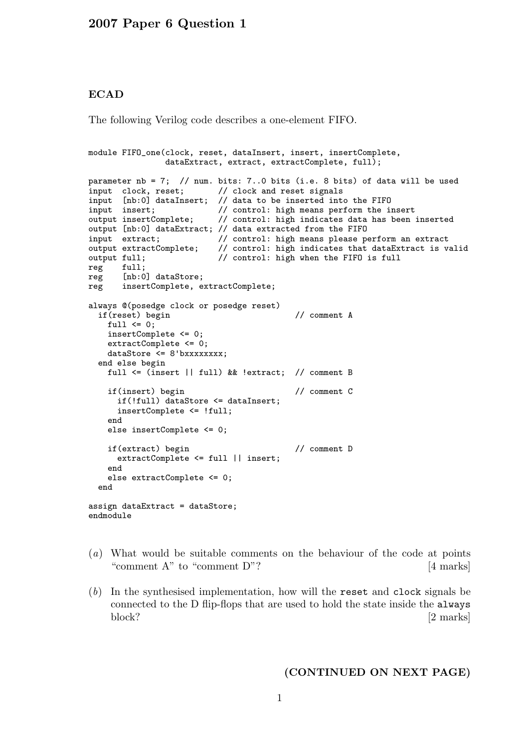# 2007 Paper 6 Question 1

## ECAD

The following Verilog code describes a one-element FIFO.

```
module FIFO_one(clock, reset, dataInsert, insert, insertComplete,
                dataExtract, extract, extractComplete, full);

parameter nb = 7;  // num. bits: 7..0 bits (i.e. 8 bits) of data will be used
input  clock, reset;       // clock and reset signals
input  [nb:0] dataInsert;  // data to be inserted into the FIFO
input  insert;             // control: high means perform the insert
output insertComplete;     // control: high indicates data has been inserted
output [nb:0] dataExtract; // data extracted from the FIFO
input  extract;            // control: high means please perform an extract
output extractComplete;    // control: high indicates that dataExtract is valid
output full;               // control: high when the FIFO is full
reg    full;
reg    [nb:0] dataStore;
reg    insertComplete, extractComplete;

always @(posedge clock or posedge reset)
  if(reset) begin                          // comment A
    full <= 0;
    insertComplete <= 0;
    extractComplete <= 0;
    dataStore <= 8'bxxxxxxxx;
  end else begin
    full <= (insert || full) && !extract;  // comment B

    if(insert) begin                       // comment C
      if(!full) dataStore <= dataInsert;
      insertComplete <= !full;
    end
    else insertComplete <= 0;

    if(extract) begin                      // comment D
      extractComplete <= full || insert;
    end
    else extractComplete <= 0;
  end

assign dataExtract = dataStore;
endmodule
```

(*a*) What would be suitable comments on the behaviour of the code at points "comment A" to "comment D"? [4 marks]

(*b*) In the synthesised implementation, how will the `reset` and `clock` signals be connected to the D flip-flops that are used to hold the state inside the `always` block? [2 marks]

**(CONTINUED ON NEXT PAGE)**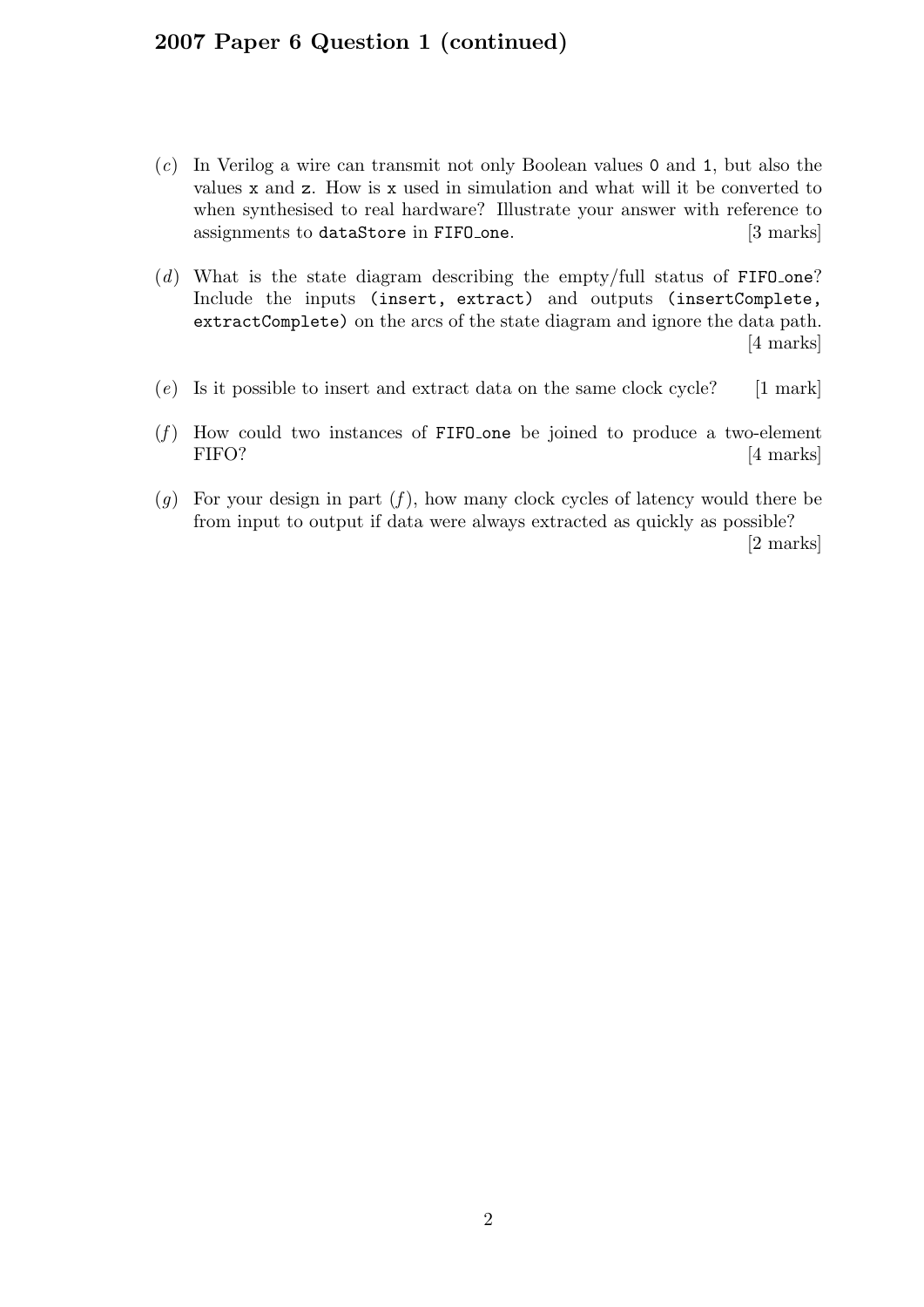## 2007 Paper 6 Question 1 (continued)

(*c*) In Verilog a wire can transmit not only Boolean values `0` and `1`, but also the values `x` and `z`. How is `x` used in simulation and what will it be converted to when synthesised to real hardware? Illustrate your answer with reference to assignments to `dataStore` in `FIFO_one`. [3 marks]

(*d*) What is the state diagram describing the empty/full status of `FIFO_one`? Include the inputs `(insert, extract)` and outputs `(insertComplete, extractComplete)` on the arcs of the state diagram and ignore the data path. [4 marks]

(*e*) Is it possible to insert and extract data on the same clock cycle? [1 mark]

(*f*) How could two instances of `FIFO_one` be joined to produce a two-element FIFO? [4 marks]

(*g*) For your design in part (*f*), how many clock cycles of latency would there be from input to output if data were always extracted as quickly as possible? [2 marks]